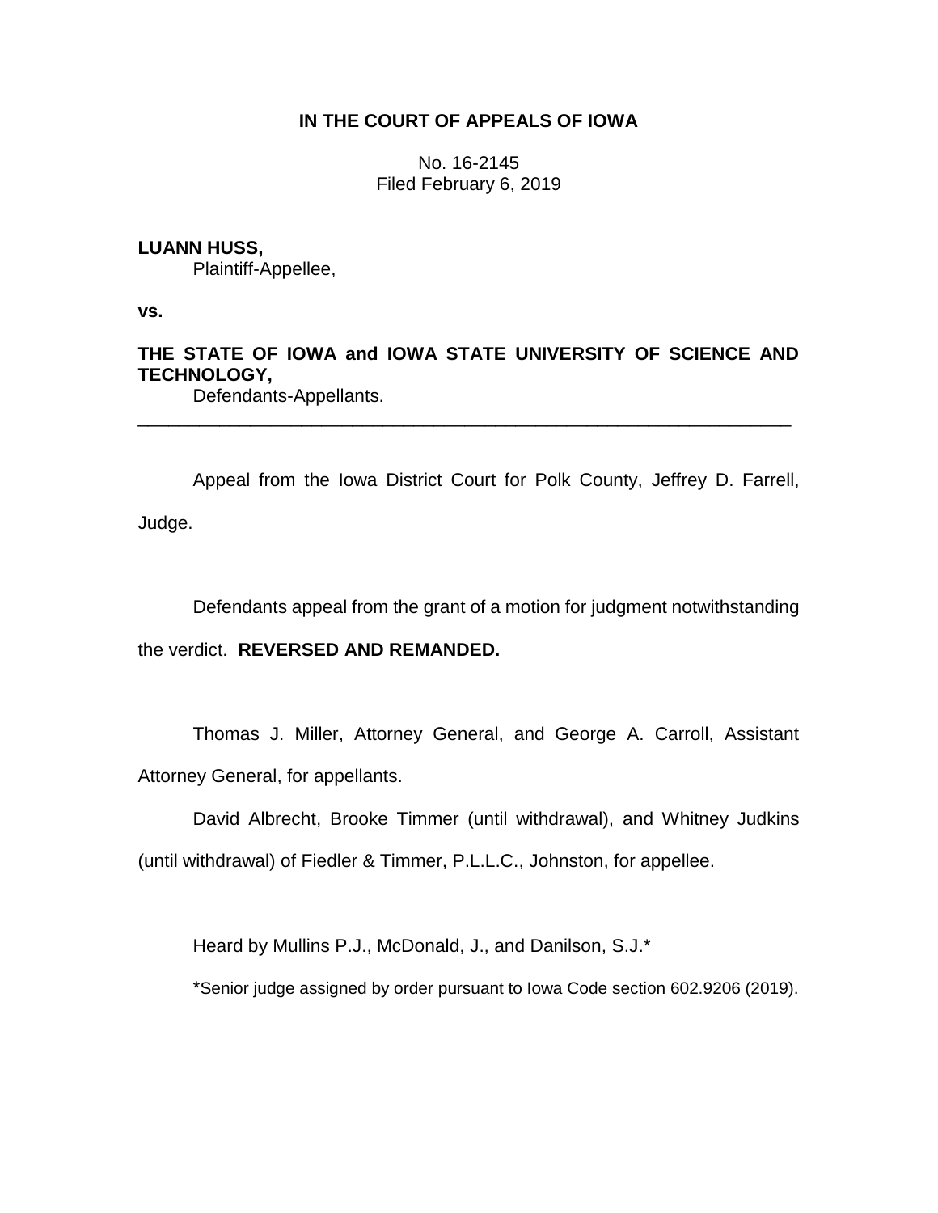**IN THE COURT OF APPEALS OF IOWA**

No. 16-2145
Filed February 6, 2019

**LUANN HUSS,**
Plaintiff-Appellee,

**vs.**

**THE STATE OF IOWA and IOWA STATE UNIVERSITY OF SCIENCE AND TECHNOLOGY,**
Defendants-Appellants.

---

Appeal from the Iowa District Court for Polk County, Jeffrey D. Farrell, Judge.

Defendants appeal from the grant of a motion for judgment notwithstanding the verdict. **REVERSED AND REMANDED.**

Thomas J. Miller, Attorney General, and George A. Carroll, Assistant Attorney General, for appellants.

David Albrecht, Brooke Timmer (until withdrawal), and Whitney Judkins (until withdrawal) of Fiedler & Timmer, P.L.L.C., Johnston, for appellee.

Heard by Mullins P.J., McDonald, J., and Danilson, S.J.*

*Senior judge assigned by order pursuant to Iowa Code section 602.9206 (2019).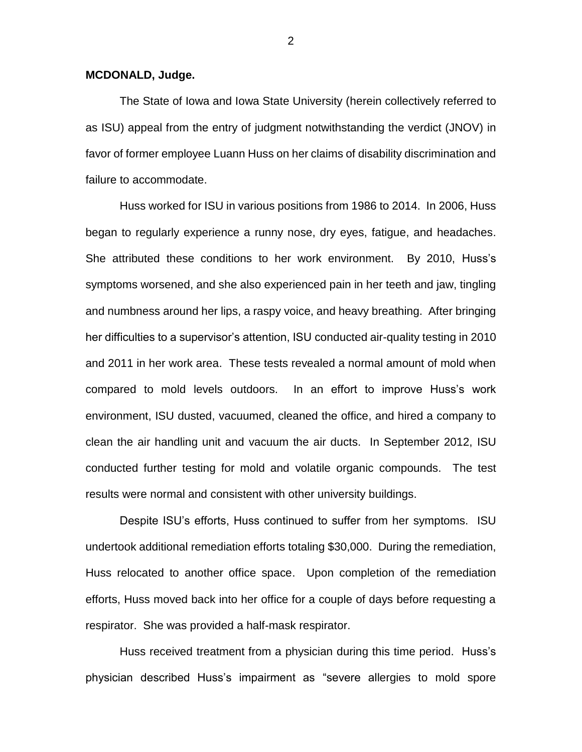**MCDONALD, Judge.**

The State of Iowa and Iowa State University (herein collectively referred to as ISU) appeal from the entry of judgment notwithstanding the verdict (JNOV) in favor of former employee Luann Huss on her claims of disability discrimination and failure to accommodate.

Huss worked for ISU in various positions from 1986 to 2014. In 2006, Huss began to regularly experience a runny nose, dry eyes, fatigue, and headaches. She attributed these conditions to her work environment. By 2010, Huss's symptoms worsened, and she also experienced pain in her teeth and jaw, tingling and numbness around her lips, a raspy voice, and heavy breathing. After bringing her difficulties to a supervisor's attention, ISU conducted air-quality testing in 2010 and 2011 in her work area. These tests revealed a normal amount of mold when compared to mold levels outdoors. In an effort to improve Huss's work environment, ISU dusted, vacuumed, cleaned the office, and hired a company to clean the air handling unit and vacuum the air ducts. In September 2012, ISU conducted further testing for mold and volatile organic compounds. The test results were normal and consistent with other university buildings.

Despite ISU's efforts, Huss continued to suffer from her symptoms. ISU undertook additional remediation efforts totaling $30,000. During the remediation, Huss relocated to another office space. Upon completion of the remediation efforts, Huss moved back into her office for a couple of days before requesting a respirator. She was provided a half-mask respirator.

Huss received treatment from a physician during this time period. Huss's physician described Huss's impairment as "severe allergies to mold spore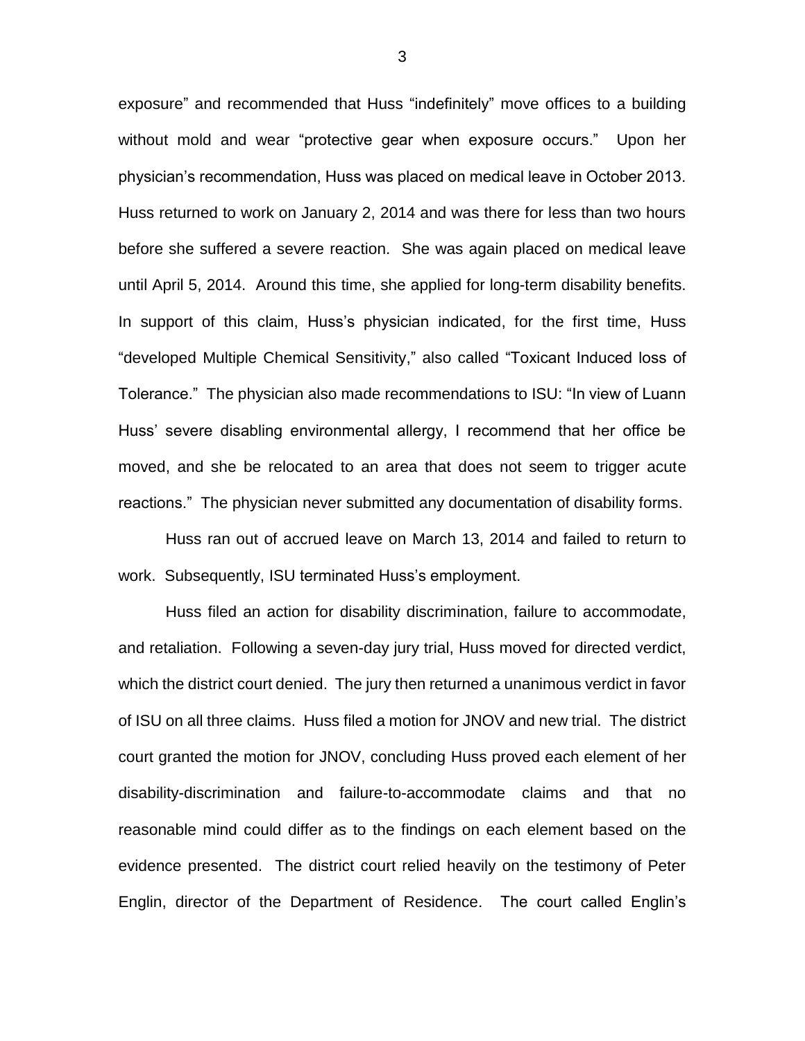exposure" and recommended that Huss "indefinitely" move offices to a building without mold and wear "protective gear when exposure occurs." Upon her physician's recommendation, Huss was placed on medical leave in October 2013. Huss returned to work on January 2, 2014 and was there for less than two hours before she suffered a severe reaction. She was again placed on medical leave until April 5, 2014. Around this time, she applied for long-term disability benefits. In support of this claim, Huss's physician indicated, for the first time, Huss "developed Multiple Chemical Sensitivity," also called "Toxicant Induced loss of Tolerance." The physician also made recommendations to ISU: "In view of Luann Huss' severe disabling environmental allergy, I recommend that her office be moved, and she be relocated to an area that does not seem to trigger acute reactions." The physician never submitted any documentation of disability forms.

Huss ran out of accrued leave on March 13, 2014 and failed to return to work. Subsequently, ISU terminated Huss's employment.

Huss filed an action for disability discrimination, failure to accommodate, and retaliation. Following a seven-day jury trial, Huss moved for directed verdict, which the district court denied. The jury then returned a unanimous verdict in favor of ISU on all three claims. Huss filed a motion for JNOV and new trial. The district court granted the motion for JNOV, concluding Huss proved each element of her disability-discrimination and failure-to-accommodate claims and that no reasonable mind could differ as to the findings on each element based on the evidence presented. The district court relied heavily on the testimony of Peter Englin, director of the Department of Residence. The court called Englin's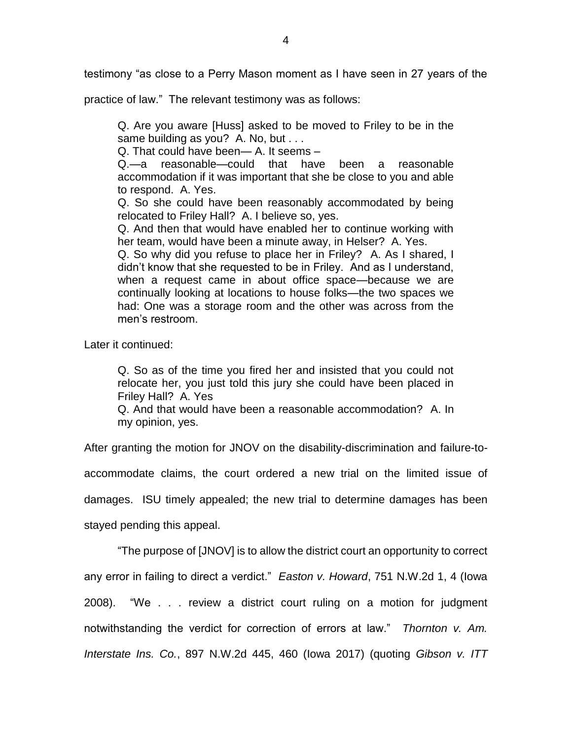testimony "as close to a Perry Mason moment as I have seen in 27 years of the practice of law." The relevant testimony was as follows:

> Q. Are you aware [Huss] asked to be moved to Friley to be in the same building as you? A. No, but . . .
> Q. That could have been— A. It seems –
> Q.—a reasonable—could that have been a reasonable accommodation if it was important that she be close to you and able to respond. A. Yes.
> Q. So she could have been reasonably accommodated by being relocated to Friley Hall? A. I believe so, yes.
> Q. And then that would have enabled her to continue working with her team, would have been a minute away, in Helser? A. Yes.
> Q. So why did you refuse to place her in Friley? A. As I shared, I didn't know that she requested to be in Friley. And as I understand, when a request came in about office space—because we are continually looking at locations to house folks—the two spaces we had: One was a storage room and the other was across from the men's restroom.

Later it continued:

> Q. So as of the time you fired her and insisted that you could not relocate her, you just told this jury she could have been placed in Friley Hall? A. Yes
> Q. And that would have been a reasonable accommodation? A. In my opinion, yes.

After granting the motion for JNOV on the disability-discrimination and failure-to-accommodate claims, the court ordered a new trial on the limited issue of damages. ISU timely appealed; the new trial to determine damages has been stayed pending this appeal.

"The purpose of [JNOV] is to allow the district court an opportunity to correct any error in failing to direct a verdict." *Easton v. Howard*, 751 N.W.2d 1, 4 (Iowa 2008). "We . . . review a district court ruling on a motion for judgment notwithstanding the verdict for correction of errors at law." *Thornton v. Am. Interstate Ins. Co.*, 897 N.W.2d 445, 460 (Iowa 2017) (quoting *Gibson v. ITT*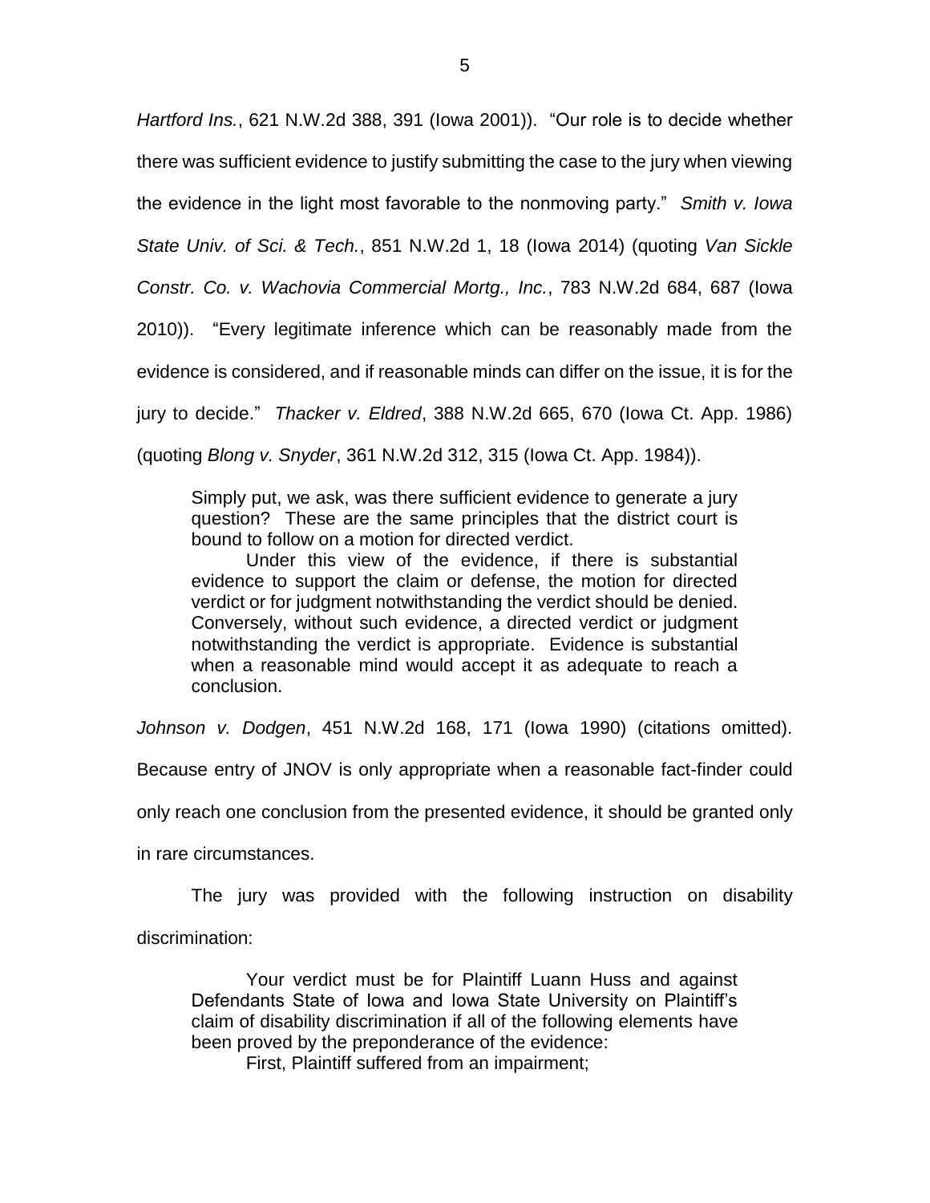*Hartford Ins.*, 621 N.W.2d 388, 391 (Iowa 2001)). "Our role is to decide whether there was sufficient evidence to justify submitting the case to the jury when viewing the evidence in the light most favorable to the nonmoving party." *Smith v. Iowa State Univ. of Sci. & Tech.*, 851 N.W.2d 1, 18 (Iowa 2014) (quoting *Van Sickle Constr. Co. v. Wachovia Commercial Mortg., Inc.*, 783 N.W.2d 684, 687 (Iowa 2010)). "Every legitimate inference which can be reasonably made from the evidence is considered, and if reasonable minds can differ on the issue, it is for the jury to decide." *Thacker v. Eldred*, 388 N.W.2d 665, 670 (Iowa Ct. App. 1986) (quoting *Blong v. Snyder*, 361 N.W.2d 312, 315 (Iowa Ct. App. 1984)).

> Simply put, we ask, was there sufficient evidence to generate a jury question? These are the same principles that the district court is bound to follow on a motion for directed verdict.
>
> Under this view of the evidence, if there is substantial evidence to support the claim or defense, the motion for directed verdict or for judgment notwithstanding the verdict should be denied. Conversely, without such evidence, a directed verdict or judgment notwithstanding the verdict is appropriate. Evidence is substantial when a reasonable mind would accept it as adequate to reach a conclusion.

*Johnson v. Dodgen*, 451 N.W.2d 168, 171 (Iowa 1990) (citations omitted). Because entry of JNOV is only appropriate when a reasonable fact-finder could only reach one conclusion from the presented evidence, it should be granted only in rare circumstances.

The jury was provided with the following instruction on disability discrimination:

> Your verdict must be for Plaintiff Luann Huss and against Defendants State of Iowa and Iowa State University on Plaintiff's claim of disability discrimination if all of the following elements have been proved by the preponderance of the evidence:
>
> First, Plaintiff suffered from an impairment;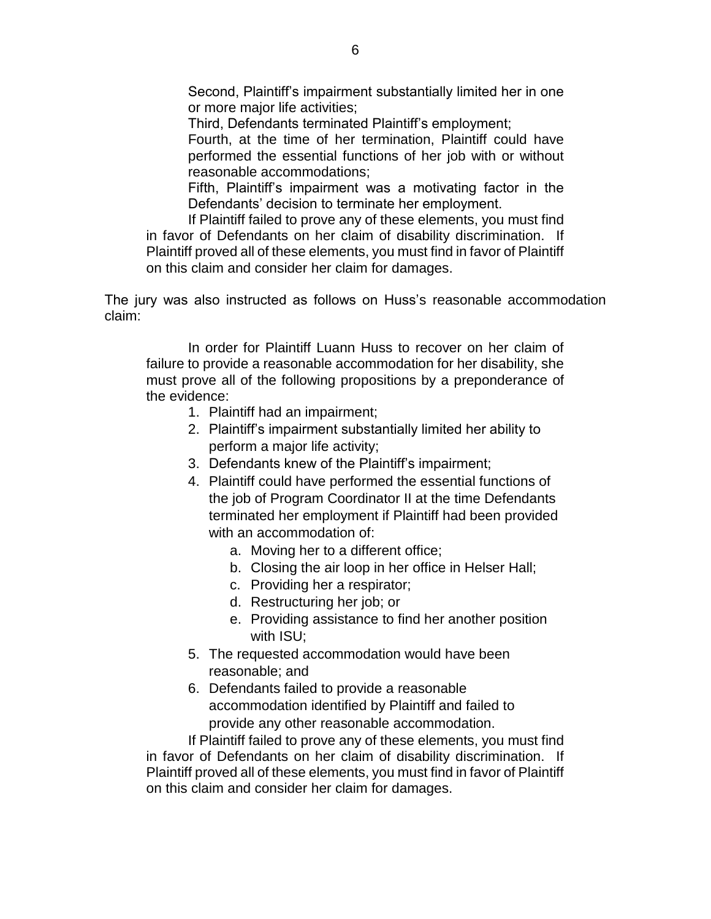> Second, Plaintiff's impairment substantially limited her in one or more major life activities;
>
> Third, Defendants terminated Plaintiff's employment;
>
> Fourth, at the time of her termination, Plaintiff could have performed the essential functions of her job with or without reasonable accommodations;
>
> Fifth, Plaintiff's impairment was a motivating factor in the Defendants' decision to terminate her employment.
>
> If Plaintiff failed to prove any of these elements, you must find in favor of Defendants on her claim of disability discrimination. If Plaintiff proved all of these elements, you must find in favor of Plaintiff on this claim and consider her claim for damages.

The jury was also instructed as follows on Huss's reasonable accommodation claim:

> In order for Plaintiff Luann Huss to recover on her claim of failure to provide a reasonable accommodation for her disability, she must prove all of the following propositions by a preponderance of the evidence:
>
> 1. Plaintiff had an impairment;
> 2. Plaintiff's impairment substantially limited her ability to perform a major life activity;
> 3. Defendants knew of the Plaintiff's impairment;
> 4. Plaintiff could have performed the essential functions of the job of Program Coordinator II at the time Defendants terminated her employment if Plaintiff had been provided with an accommodation of:
>    a. Moving her to a different office;
>    b. Closing the air loop in her office in Helser Hall;
>    c. Providing her a respirator;
>    d. Restructuring her job; or
>    e. Providing assistance to find her another position with ISU;
> 5. The requested accommodation would have been reasonable; and
> 6. Defendants failed to provide a reasonable accommodation identified by Plaintiff and failed to provide any other reasonable accommodation.
>
> If Plaintiff failed to prove any of these elements, you must find in favor of Defendants on her claim of disability discrimination. If Plaintiff proved all of these elements, you must find in favor of Plaintiff on this claim and consider her claim for damages.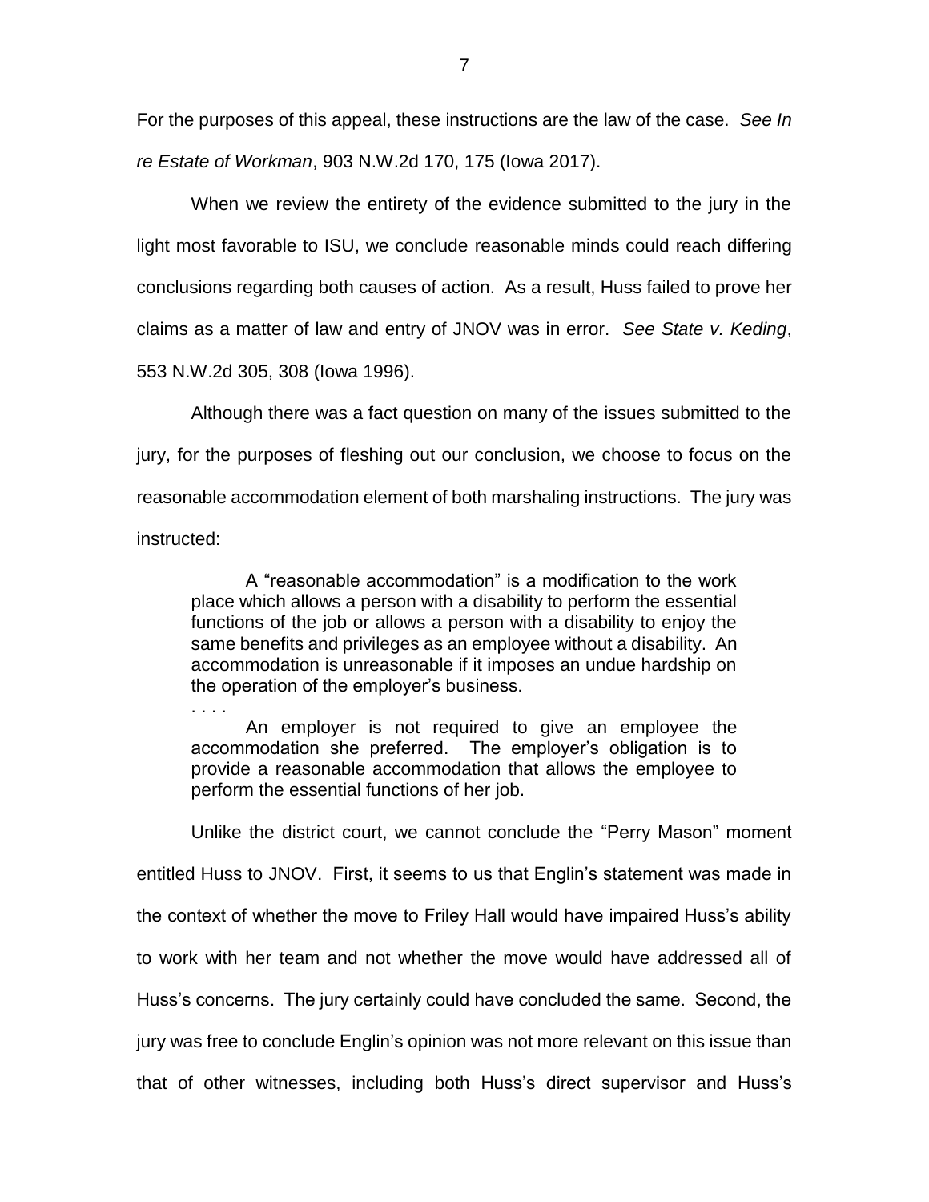For the purposes of this appeal, these instructions are the law of the case. *See In re Estate of Workman*, 903 N.W.2d 170, 175 (Iowa 2017).

When we review the entirety of the evidence submitted to the jury in the light most favorable to ISU, we conclude reasonable minds could reach differing conclusions regarding both causes of action. As a result, Huss failed to prove her claims as a matter of law and entry of JNOV was in error. *See State v. Keding*, 553 N.W.2d 305, 308 (Iowa 1996).

Although there was a fact question on many of the issues submitted to the jury, for the purposes of fleshing out our conclusion, we choose to focus on the reasonable accommodation element of both marshaling instructions. The jury was instructed:

> A "reasonable accommodation" is a modification to the work place which allows a person with a disability to perform the essential functions of the job or allows a person with a disability to enjoy the same benefits and privileges as an employee without a disability. An accommodation is unreasonable if it imposes an undue hardship on the operation of the employer's business.
>
> . . . .
>
> An employer is not required to give an employee the accommodation she preferred. The employer's obligation is to provide a reasonable accommodation that allows the employee to perform the essential functions of her job.

Unlike the district court, we cannot conclude the "Perry Mason" moment entitled Huss to JNOV. First, it seems to us that Englin's statement was made in the context of whether the move to Friley Hall would have impaired Huss's ability to work with her team and not whether the move would have addressed all of Huss's concerns. The jury certainly could have concluded the same. Second, the jury was free to conclude Englin's opinion was not more relevant on this issue than that of other witnesses, including both Huss's direct supervisor and Huss's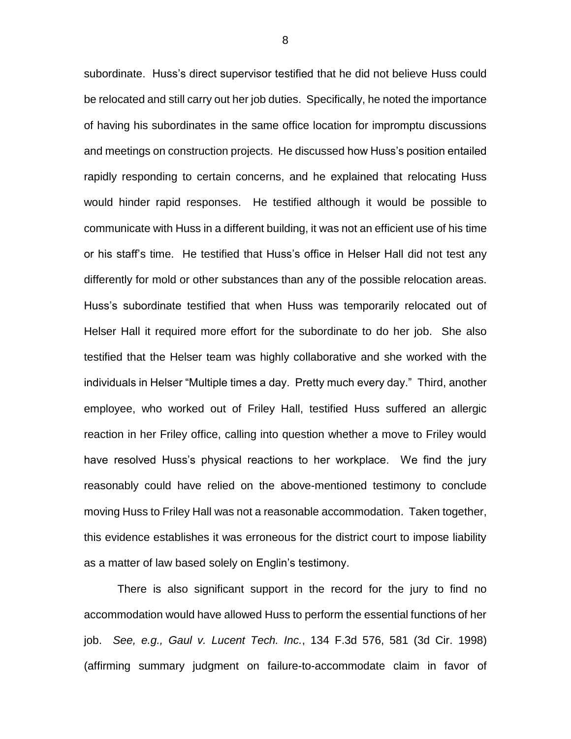subordinate. Huss's direct supervisor testified that he did not believe Huss could be relocated and still carry out her job duties. Specifically, he noted the importance of having his subordinates in the same office location for impromptu discussions and meetings on construction projects. He discussed how Huss's position entailed rapidly responding to certain concerns, and he explained that relocating Huss would hinder rapid responses. He testified although it would be possible to communicate with Huss in a different building, it was not an efficient use of his time or his staff's time. He testified that Huss's office in Helser Hall did not test any differently for mold or other substances than any of the possible relocation areas. Huss's subordinate testified that when Huss was temporarily relocated out of Helser Hall it required more effort for the subordinate to do her job. She also testified that the Helser team was highly collaborative and she worked with the individuals in Helser "Multiple times a day. Pretty much every day." Third, another employee, who worked out of Friley Hall, testified Huss suffered an allergic reaction in her Friley office, calling into question whether a move to Friley would have resolved Huss's physical reactions to her workplace. We find the jury reasonably could have relied on the above-mentioned testimony to conclude moving Huss to Friley Hall was not a reasonable accommodation. Taken together, this evidence establishes it was erroneous for the district court to impose liability as a matter of law based solely on Englin's testimony.

There is also significant support in the record for the jury to find no accommodation would have allowed Huss to perform the essential functions of her job. *See, e.g., Gaul v. Lucent Tech. Inc.*, 134 F.3d 576, 581 (3d Cir. 1998) (affirming summary judgment on failure-to-accommodate claim in favor of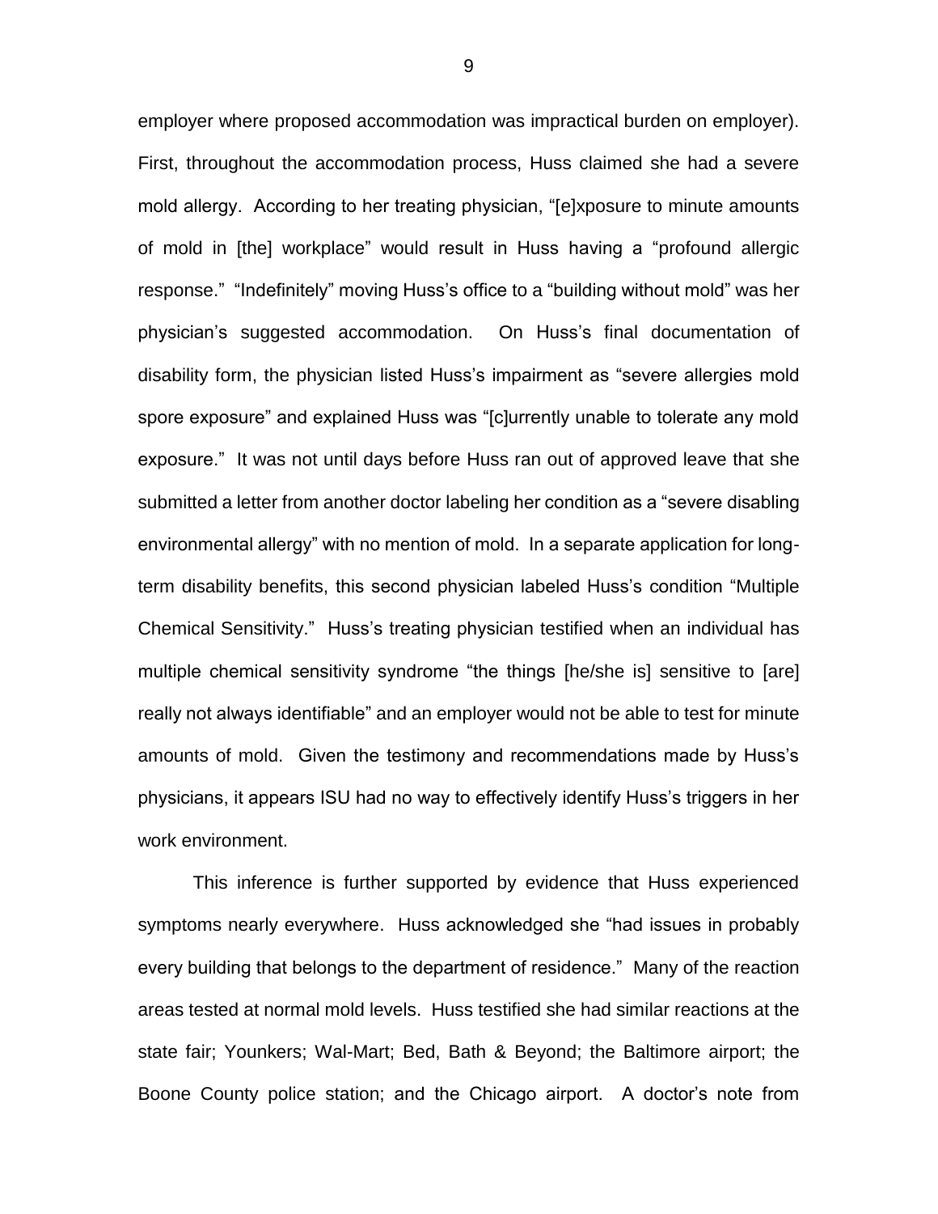employer where proposed accommodation was impractical burden on employer). First, throughout the accommodation process, Huss claimed she had a severe mold allergy. According to her treating physician, "[e]xposure to minute amounts of mold in [the] workplace" would result in Huss having a "profound allergic response." "Indefinitely" moving Huss's office to a "building without mold" was her physician's suggested accommodation. On Huss's final documentation of disability form, the physician listed Huss's impairment as "severe allergies mold spore exposure" and explained Huss was "[c]urrently unable to tolerate any mold exposure." It was not until days before Huss ran out of approved leave that she submitted a letter from another doctor labeling her condition as a "severe disabling environmental allergy" with no mention of mold. In a separate application for long-term disability benefits, this second physician labeled Huss's condition "Multiple Chemical Sensitivity." Huss's treating physician testified when an individual has multiple chemical sensitivity syndrome "the things [he/she is] sensitive to [are] really not always identifiable" and an employer would not be able to test for minute amounts of mold. Given the testimony and recommendations made by Huss's physicians, it appears ISU had no way to effectively identify Huss's triggers in her work environment.

This inference is further supported by evidence that Huss experienced symptoms nearly everywhere. Huss acknowledged she "had issues in probably every building that belongs to the department of residence." Many of the reaction areas tested at normal mold levels. Huss testified she had similar reactions at the state fair; Younkers; Wal-Mart; Bed, Bath & Beyond; the Baltimore airport; the Boone County police station; and the Chicago airport. A doctor's note from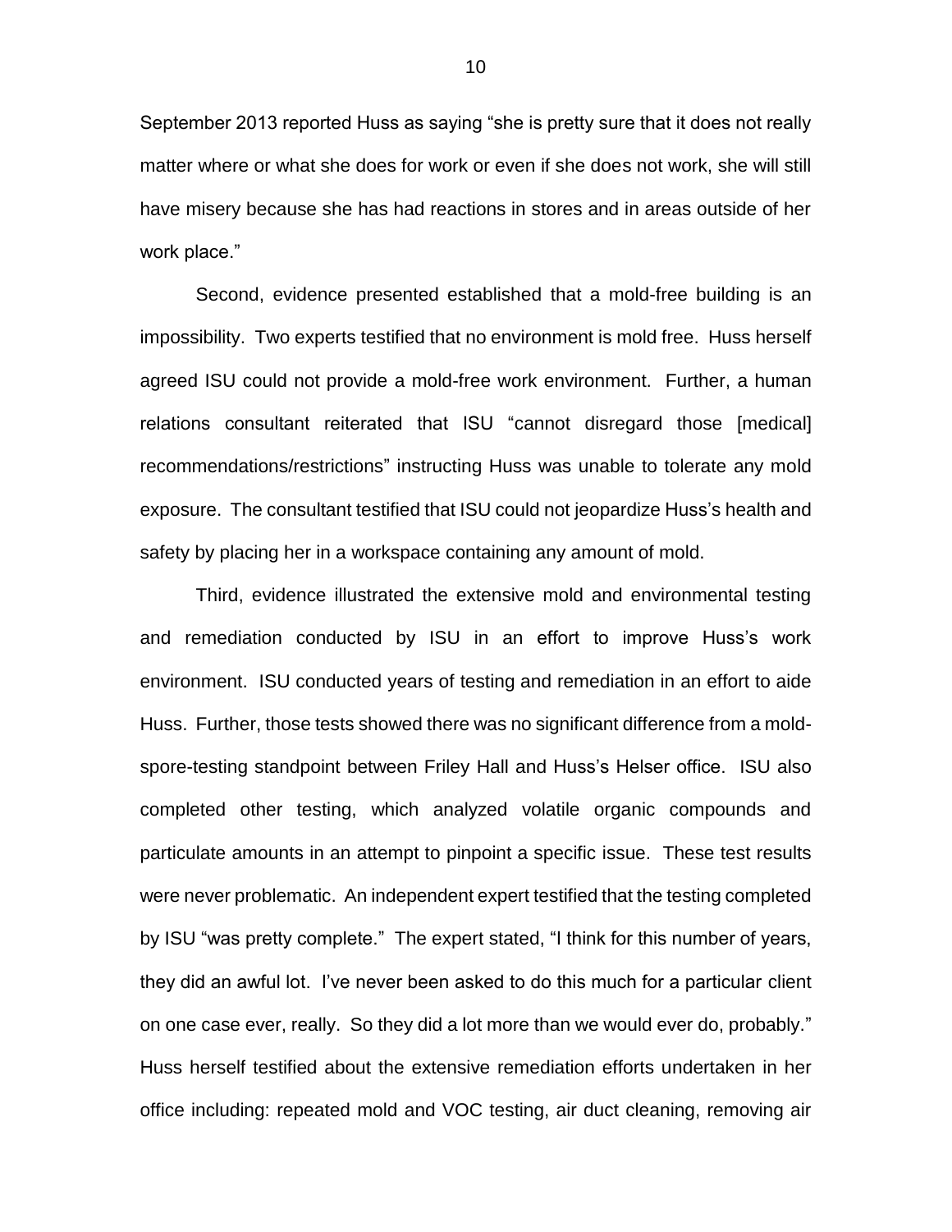September 2013 reported Huss as saying "she is pretty sure that it does not really matter where or what she does for work or even if she does not work, she will still have misery because she has had reactions in stores and in areas outside of her work place."

Second, evidence presented established that a mold-free building is an impossibility. Two experts testified that no environment is mold free. Huss herself agreed ISU could not provide a mold-free work environment. Further, a human relations consultant reiterated that ISU "cannot disregard those [medical] recommendations/restrictions" instructing Huss was unable to tolerate any mold exposure. The consultant testified that ISU could not jeopardize Huss's health and safety by placing her in a workspace containing any amount of mold.

Third, evidence illustrated the extensive mold and environmental testing and remediation conducted by ISU in an effort to improve Huss's work environment. ISU conducted years of testing and remediation in an effort to aide Huss. Further, those tests showed there was no significant difference from a mold-spore-testing standpoint between Friley Hall and Huss's Helser office. ISU also completed other testing, which analyzed volatile organic compounds and particulate amounts in an attempt to pinpoint a specific issue. These test results were never problematic. An independent expert testified that the testing completed by ISU "was pretty complete." The expert stated, "I think for this number of years, they did an awful lot. I've never been asked to do this much for a particular client on one case ever, really. So they did a lot more than we would ever do, probably." Huss herself testified about the extensive remediation efforts undertaken in her office including: repeated mold and VOC testing, air duct cleaning, removing air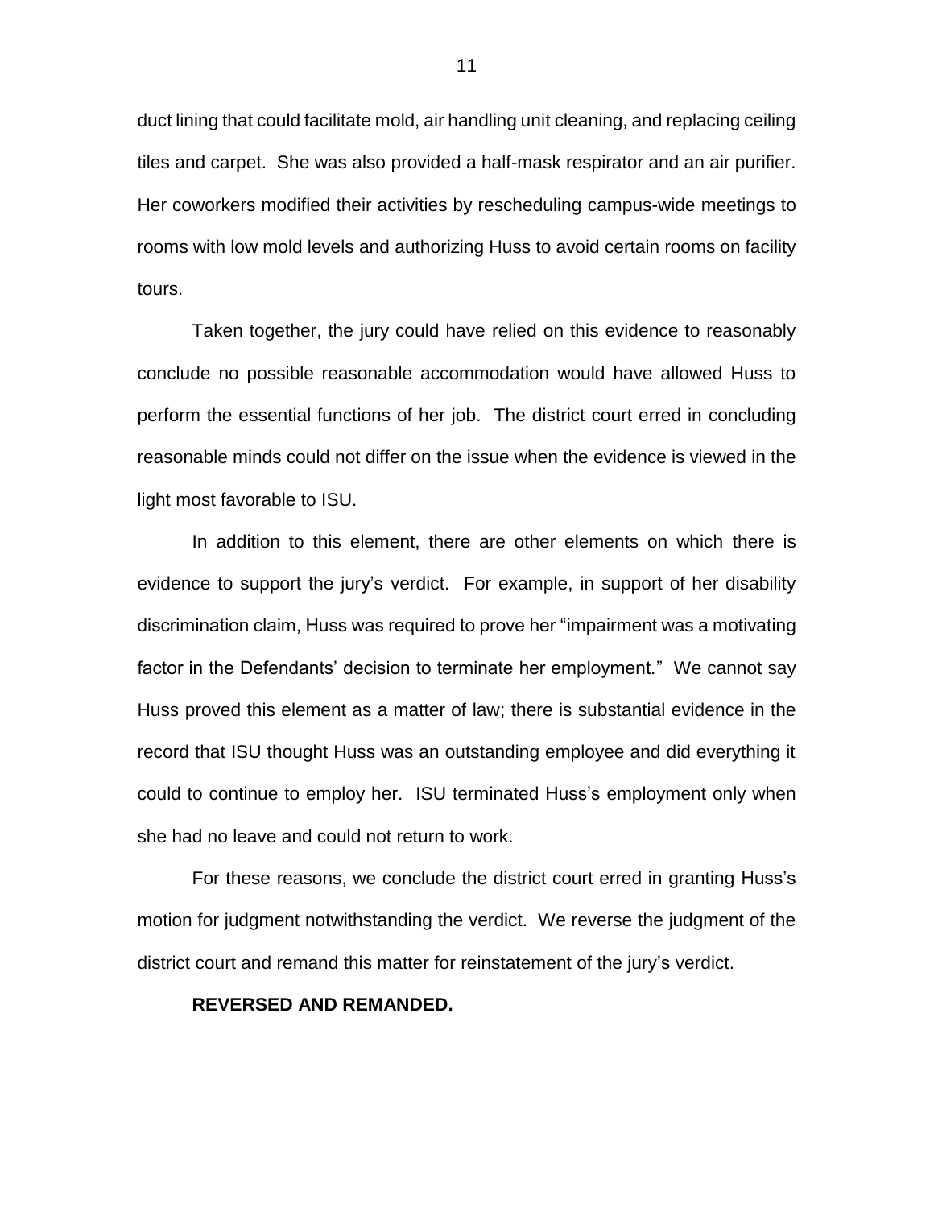duct lining that could facilitate mold, air handling unit cleaning, and replacing ceiling tiles and carpet. She was also provided a half-mask respirator and an air purifier. Her coworkers modified their activities by rescheduling campus-wide meetings to rooms with low mold levels and authorizing Huss to avoid certain rooms on facility tours.

Taken together, the jury could have relied on this evidence to reasonably conclude no possible reasonable accommodation would have allowed Huss to perform the essential functions of her job. The district court erred in concluding reasonable minds could not differ on the issue when the evidence is viewed in the light most favorable to ISU.

In addition to this element, there are other elements on which there is evidence to support the jury's verdict. For example, in support of her disability discrimination claim, Huss was required to prove her "impairment was a motivating factor in the Defendants' decision to terminate her employment." We cannot say Huss proved this element as a matter of law; there is substantial evidence in the record that ISU thought Huss was an outstanding employee and did everything it could to continue to employ her. ISU terminated Huss's employment only when she had no leave and could not return to work.

For these reasons, we conclude the district court erred in granting Huss's motion for judgment notwithstanding the verdict. We reverse the judgment of the district court and remand this matter for reinstatement of the jury's verdict.

**REVERSED AND REMANDED.**